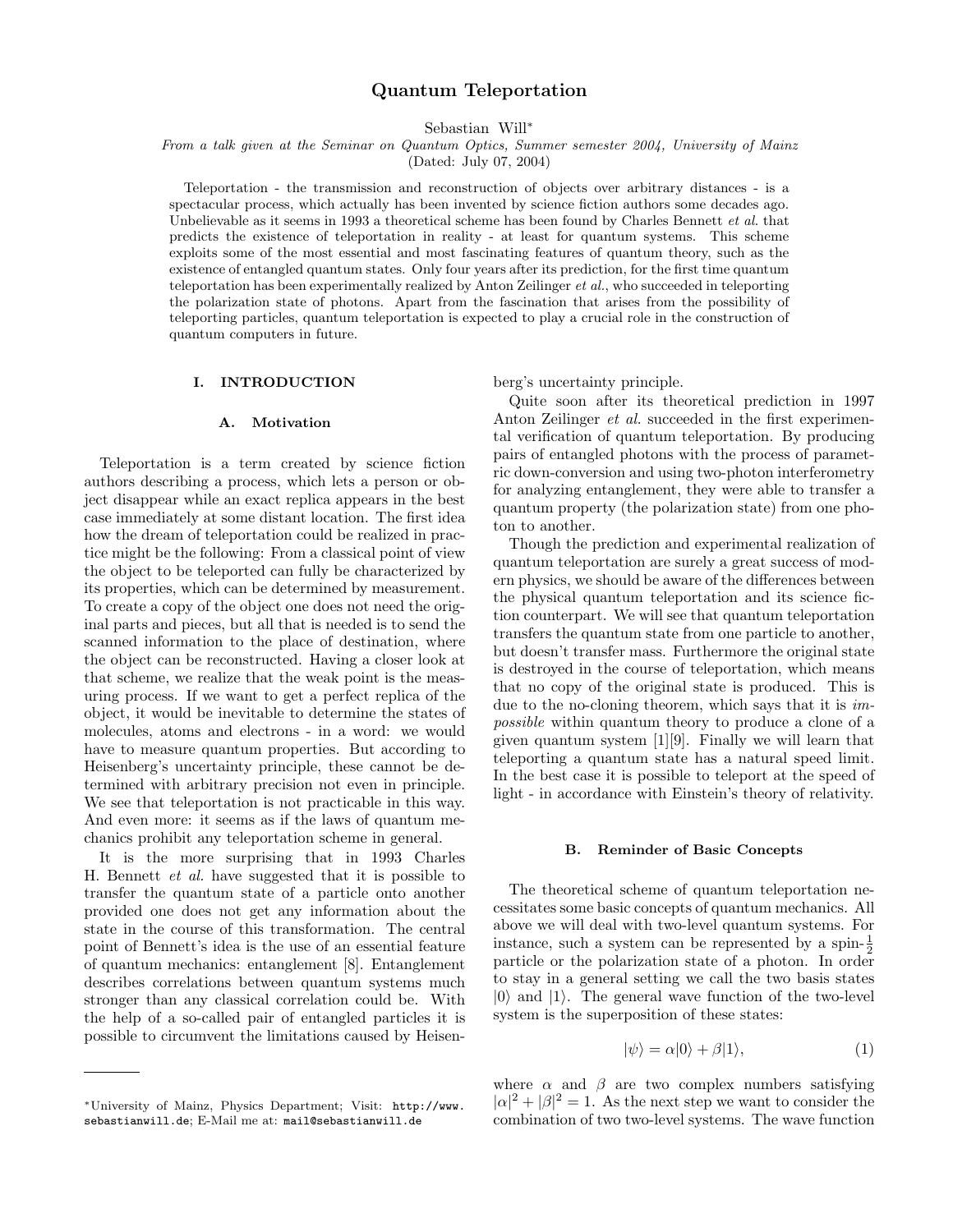# Quantum Teleportation

Sebastian Will*

*From a talk given at the Seminar on Quantum Optics, Summer semester 2004, University of Mainz*

(Dated: July 07, 2004)

Teleportation - the transmission and reconstruction of objects over arbitrary distances - is a spectacular process, which actually has been invented by science fiction authors some decades ago. Unbelievable as it seems in 1993 a theoretical scheme has been found by Charles Bennett *et al.* that predicts the existence of teleportation in reality - at least for quantum systems. This scheme exploits some of the most essential and most fascinating features of quantum theory, such as the existence of entangled quantum states. Only four years after its prediction, for the first time quantum teleportation has been experimentally realized by Anton Zeilinger *et al.*, who succeeded in teleporting the polarization state of photons. Apart from the fascination that arises from the possibility of teleporting particles, quantum teleportation is expected to play a crucial role in the construction of quantum computers in future.

## I. INTRODUCTION

### A. Motivation

Teleportation is a term created by science fiction authors describing a process, which lets a person or object disappear while an exact replica appears in the best case immediately at some distant location. The first idea how the dream of teleportation could be realized in practice might be the following: From a classical point of view the object to be teleported can fully be characterized by its properties, which can be determined by measurement. To create a copy of the object one does not need the original parts and pieces, but all that is needed is to send the scanned information to the place of destination, where the object can be reconstructed. Having a closer look at that scheme, we realize that the weak point is the measuring process. If we want to get a perfect replica of the object, it would be inevitable to determine the states of molecules, atoms and electrons - in a word: we would have to measure quantum properties. But according to Heisenberg's uncertainty principle, these cannot be determined with arbitrary precision not even in principle. We see that teleportation is not practicable in this way. And even more: it seems as if the laws of quantum mechanics prohibit any teleportation scheme in general.

It is the more surprising that in 1993 Charles H. Bennett *et al.* have suggested that it is possible to transfer the quantum state of a particle onto another provided one does not get any information about the state in the course of this transformation. The central point of Bennett's idea is the use of an essential feature of quantum mechanics: entanglement [8]. Entanglement describes correlations between quantum systems much stronger than any classical correlation could be. With the help of a so-called pair of entangled particles it is possible to circumvent the limitations caused by Heisenberg's uncertainty principle.

Quite soon after its theoretical prediction in 1997 Anton Zeilinger *et al.* succeeded in the first experimental verification of quantum teleportation. By producing pairs of entangled photons with the process of parametric down-conversion and using two-photon interferometry for analyzing entanglement, they were able to transfer a quantum property (the polarization state) from one photon to another.

Though the prediction and experimental realization of quantum teleportation are surely a great success of modern physics, we should be aware of the differences between the physical quantum teleportation and its science fiction counterpart. We will see that quantum teleportation transfers the quantum state from one particle to another, but doesn't transfer mass. Furthermore the original state is destroyed in the course of teleportation, which means that no copy of the original state is produced. This is due to the no-cloning theorem, which says that it is *impossible* within quantum theory to produce a clone of a given quantum system [1][9]. Finally we will learn that teleporting a quantum state has a natural speed limit. In the best case it is possible to teleport at the speed of light - in accordance with Einstein's theory of relativity.

### B. Reminder of Basic Concepts

The theoretical scheme of quantum teleportation necessitates some basic concepts of quantum mechanics. All above we will deal with two-level quantum systems. For instance, such a system can be represented by a spin-$\frac{1}{2}$ particle or the polarization state of a photon. In order to stay in a general setting we call the two basis states $|0\rangle$ and $|1\rangle$. The general wave function of the two-level system is the superposition of these states:

$$|\psi\rangle = \alpha|0\rangle + \beta|1\rangle, \tag{1}$$

where $\alpha$ and $\beta$ are two complex numbers satisfying $|\alpha|^2 + |\beta|^2 = 1$. As the next step we want to consider the combination of two two-level systems. The wave function

*University of Mainz, Physics Department; Visit: http://www.sebastianwill.de; E-Mail me at: mail@sebastianwill.de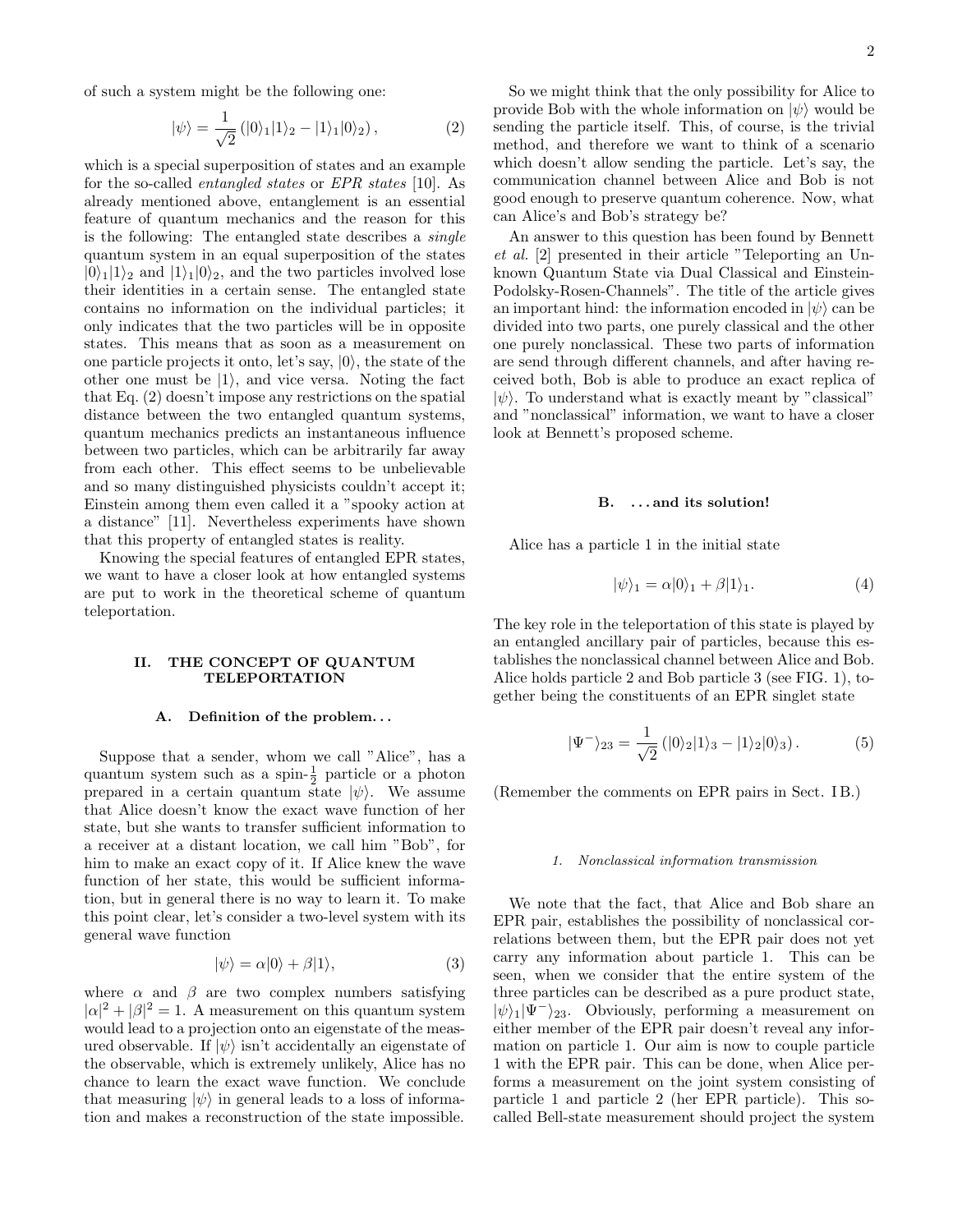of such a system might be the following one:

$$|\psi\rangle = \frac{1}{\sqrt{2}} \left( |0\rangle_1 |1\rangle_2 - |1\rangle_1 |0\rangle_2 \right), \tag{2}$$

which is a special superposition of states and an example for the so-called *entangled states* or *EPR states* [10]. As already mentioned above, entanglement is an essential feature of quantum mechanics and the reason for this is the following: The entangled state describes a *single* quantum system in an equal superposition of the states $|0\rangle_1|1\rangle_2$ and $|1\rangle_1|0\rangle_2$, and the two particles involved lose their identities in a certain sense. The entangled state contains no information on the individual particles; it only indicates that the two particles will be in opposite states. This means that as soon as a measurement on one particle projects it onto, let's say, $|0\rangle$, the state of the other one must be $|1\rangle$, and vice versa. Noting the fact that Eq. (2) doesn't impose any restrictions on the spatial distance between the two entangled quantum systems, quantum mechanics predicts an instantaneous influence between two particles, which can be arbitrarily far away from each other. This effect seems to be unbelievable and so many distinguished physicists couldn't accept it; Einstein among them even called it a "spooky action at a distance" [11]. Nevertheless experiments have shown that this property of entangled states is reality.

Knowing the special features of entangled EPR states, we want to have a closer look at how entangled systems are put to work in the theoretical scheme of quantum teleportation.

## II. THE CONCEPT OF QUANTUM TELEPORTATION

### A. Definition of the problem...

Suppose that a sender, whom we call "Alice", has a quantum system such as a spin-$\frac{1}{2}$ particle or a photon prepared in a certain quantum state $|\psi\rangle$. We assume that Alice doesn't know the exact wave function of her state, but she wants to transfer sufficient information to a receiver at a distant location, we call him "Bob", for him to make an exact copy of it. If Alice knew the wave function of her state, this would be sufficient information, but in general there is no way to learn it. To make this point clear, let's consider a two-level system with its general wave function

$$|\psi\rangle = \alpha|0\rangle + \beta|1\rangle, \tag{3}$$

where $\alpha$ and $\beta$ are two complex numbers satisfying $|\alpha|^2 + |\beta|^2 = 1$. A measurement on this quantum system would lead to a projection onto an eigenstate of the measured observable. If $|\psi\rangle$ isn't accidentally an eigenstate of the observable, which is extremely unlikely, Alice has no chance to learn the exact wave function. We conclude that measuring $|\psi\rangle$ in general leads to a loss of information and makes a reconstruction of the state impossible.

So we might think that the only possibility for Alice to provide Bob with the whole information on $|\psi\rangle$ would be sending the particle itself. This, of course, is the trivial method, and therefore we want to think of a scenario which doesn't allow sending the particle. Let's say, the communication channel between Alice and Bob is not good enough to preserve quantum coherence. Now, what can Alice's and Bob's strategy be?

An answer to this question has been found by Bennett *et al.* [2] presented in their article "Teleporting an Unknown Quantum State via Dual Classical and Einstein-Podolsky-Rosen-Channels". The title of the article gives an important hind: the information encoded in $|\psi\rangle$ can be divided into two parts, one purely classical and the other one purely nonclassical. These two parts of information are send through different channels, and after having received both, Bob is able to produce an exact replica of $|\psi\rangle$. To understand what is exactly meant by "classical" and "nonclassical" information, we want to have a closer look at Bennett's proposed scheme.

### B. ... and its solution!

Alice has a particle 1 in the initial state

$$|\psi\rangle_1 = \alpha|0\rangle_1 + \beta|1\rangle_1. \tag{4}$$

The key role in the teleportation of this state is played by an entangled ancillary pair of particles, because this establishes the nonclassical channel between Alice and Bob. Alice holds particle 2 and Bob particle 3 (see FIG. 1), together being the constituents of an EPR singlet state

$$|\Psi^-\rangle_{23} = \frac{1}{\sqrt{2}} \left( |0\rangle_2 |1\rangle_3 - |1\rangle_2 |0\rangle_3 \right). \tag{5}$$

(Remember the comments on EPR pairs in Sect. I B.)

#### 1. Nonclassical information transmission

We note that the fact, that Alice and Bob share an EPR pair, establishes the possibility of nonclassical correlations between them, but the EPR pair does not yet carry any information about particle 1. This can be seen, when we consider that the entire system of the three particles can be described as a pure product state, $|\psi\rangle_1|\Psi^-\rangle_{23}$. Obviously, performing a measurement on either member of the EPR pair doesn't reveal any information on particle 1. Our aim is now to couple particle 1 with the EPR pair. This can be done, when Alice performs a measurement on the joint system consisting of particle 1 and particle 2 (her EPR particle). This so-called Bell-state measurement should project the system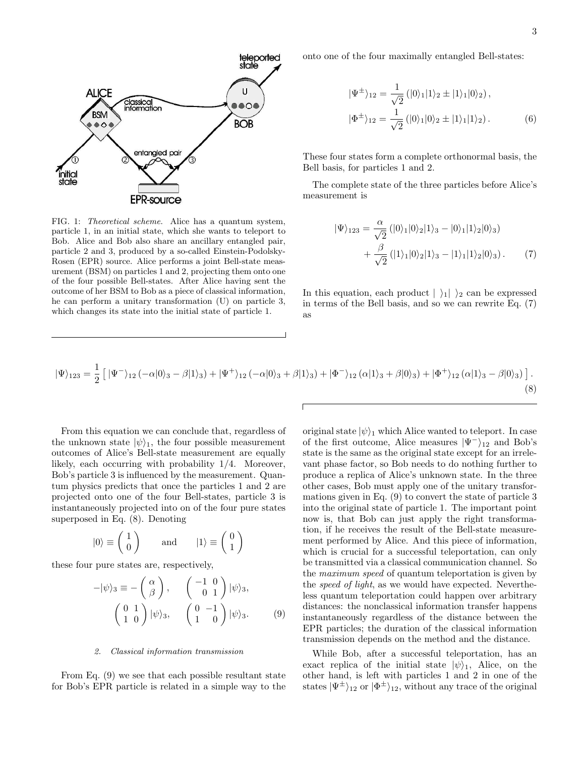FIG. 1: *Theoretical scheme.* Alice has a quantum system, particle 1, in an initial state, which she wants to teleport to Bob. Alice and Bob also share an ancillary entangled pair, particle 2 and 3, produced by a so-called Einstein-Podolsky-Rosen (EPR) source. Alice performs a joint Bell-state measurement (BSM) on particles 1 and 2, projecting them onto one of the four possible Bell-states. After Alice having sent the outcome of her BSM to Bob as a piece of classical information, he can perform a unitary transformation (U) on particle 3, which changes its state into the initial state of particle 1.

onto one of the four maximally entangled Bell-states:

$$|\Psi^{\pm}\rangle_{12} = \frac{1}{\sqrt{2}}\left(|0\rangle_1|1\rangle_2 \pm |1\rangle_1|0\rangle_2\right),$$
$$|\Phi^{\pm}\rangle_{12} = \frac{1}{\sqrt{2}}\left(|0\rangle_1|0\rangle_2 \pm |1\rangle_1|1\rangle_2\right). \tag{6}$$

These four states form a complete orthonormal basis, the Bell basis, for particles 1 and 2.

The complete state of the three particles before Alice's measurement is

$$|\Psi\rangle_{123} = \frac{\alpha}{\sqrt{2}}\left(|0\rangle_1|0\rangle_2|1\rangle_3 - |0\rangle_1|1\rangle_2|0\rangle_3\right) + \frac{\beta}{\sqrt{2}}\left(|1\rangle_1|0\rangle_2|1\rangle_3 - |1\rangle_1|1\rangle_2|0\rangle_3\right). \tag{7}$$

In this equation, each product $|\ \rangle_1|\ \rangle_2$ can be expressed in terms of the Bell basis, and so we can rewrite Eq. (7) as

$$|\Psi\rangle_{123} = \frac{1}{2}\left[\,|\Psi^{-}\rangle_{12}\left(-\alpha|0\rangle_3 - \beta|1\rangle_3\right) + |\Psi^{+}\rangle_{12}\left(-\alpha|0\rangle_3 + \beta|1\rangle_3\right) + |\Phi^{-}\rangle_{12}\left(\alpha|1\rangle_3 + \beta|0\rangle_3\right) + |\Phi^{+}\rangle_{12}\left(\alpha|1\rangle_3 - \beta|0\rangle_3\right)\,\right]. \tag{8}$$

From this equation we can conclude that, regardless of the unknown state $|\psi\rangle_1$, the four possible measurement outcomes of Alice's Bell-state measurement are equally likely, each occurring with probability 1/4. Moreover, Bob's particle 3 is influenced by the measurement. Quantum physics predicts that once the particles 1 and 2 are projected onto one of the four Bell-states, particle 3 is instantaneously projected into on of the four pure states superposed in Eq. (8). Denoting

$$|0\rangle \equiv \begin{pmatrix} 1 \\ 0 \end{pmatrix} \qquad \text{and} \qquad |1\rangle \equiv \begin{pmatrix} 0 \\ 1 \end{pmatrix}$$

these four pure states are, respectively,

$$-|\psi\rangle_3 \equiv -\begin{pmatrix} \alpha \\ \beta \end{pmatrix}, \qquad \begin{pmatrix} -1 & 0 \\ 0 & 1 \end{pmatrix}|\psi\rangle_3,$$
$$\begin{pmatrix} 0 & 1 \\ 1 & 0 \end{pmatrix}|\psi\rangle_3, \qquad \begin{pmatrix} 0 & -1 \\ 1 & 0 \end{pmatrix}|\psi\rangle_3. \tag{9}$$

#### 2. *Classical information transmission*

From Eq. (9) we see that each possible resultant state for Bob's EPR particle is related in a simple way to the original state $|\psi\rangle_1$ which Alice wanted to teleport. In case of the first outcome, Alice measures $|\Psi^{-}\rangle_{12}$ and Bob's state is the same as the original state except for an irrelevant phase factor, so Bob needs to do nothing further to produce a replica of Alice's unknown state. In the three other cases, Bob must apply one of the unitary transformations given in Eq. (9) to convert the state of particle 3 into the original state of particle 1. The important point now is, that Bob can just apply the right transformation, if he receives the result of the Bell-state measurement performed by Alice. And this piece of information, which is crucial for a successful teleportation, can only be transmitted via a classical communication channel. So the *maximum speed* of quantum teleportation is given by the *speed of light*, as we would have expected. Nevertheless quantum teleportation could happen over arbitrary distances: the nonclassical information transfer happens instantaneously regardless of the distance between the EPR particles; the duration of the classical information transmission depends on the method and the distance.

While Bob, after a successful teleportation, has an exact replica of the initial state $|\psi\rangle_1$, Alice, on the other hand, is left with particles 1 and 2 in one of the states $|\Psi^{\pm}\rangle_{12}$ or $|\Phi^{\pm}\rangle_{12}$, without any trace of the original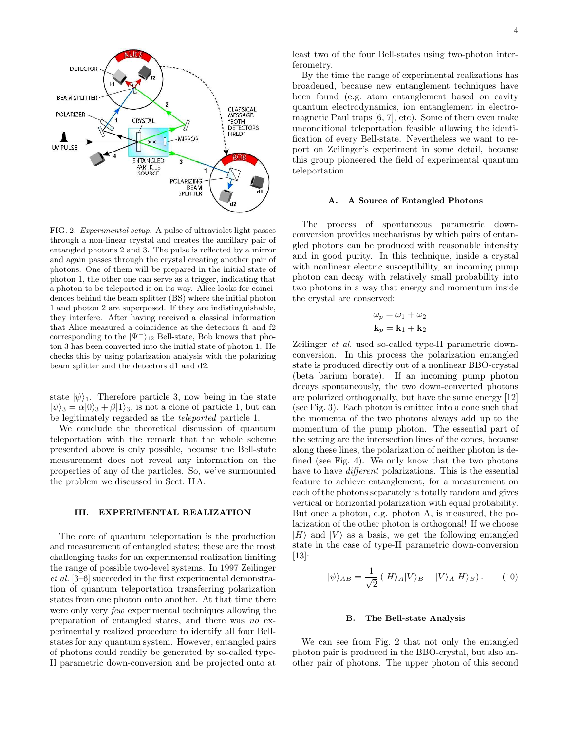FIG. 2: *Experimental setup.* A pulse of ultraviolet light passes through a non-linear crystal and creates the ancillary pair of entangled photons 2 and 3. The pulse is reflected by a mirror and again passes through the crystal creating another pair of photons. One of them will be prepared in the initial state of photon 1, the other one can serve as a trigger, indicating that a photon to be teleported is on its way. Alice looks for coincidences behind the beam splitter (BS) where the initial photon 1 and photon 2 are superposed. If they are indistinguishable, they interfere. After having received a classical information that Alice measured a coincidence at the detectors f1 and f2 corresponding to the $|\Psi^-\rangle_{12}$ Bell-state, Bob knows that photon 3 has been converted into the initial state of photon 1. He checks this by using polarization analysis with the polarizing beam splitter and the detectors d1 and d2.

state $|\psi\rangle_1$. Therefore particle 3, now being in the state $|\psi\rangle_3 = \alpha|0\rangle_3 + \beta|1\rangle_3$, is not a clone of particle 1, but can be legitimately regarded as the *teleported* particle 1.

We conclude the theoretical discussion of quantum teleportation with the remark that the whole scheme presented above is only possible, because the Bell-state measurement does not reveal any information on the properties of any of the particles. So, we've surmounted the problem we discussed in Sect. II A.

## III. EXPERIMENTAL REALIZATION

The core of quantum teleportation is the production and measurement of entangled states; these are the most challenging tasks for an experimental realization limiting the range of possible two-level systems. In 1997 Zeilinger *et al.* [3–6] succeeded in the first experimental demonstration of quantum teleportation transferring polarization states from one photon onto another. At that time there were only very *few* experimental techniques allowing the preparation of entangled states, and there was *no* experimentally realized procedure to identify all four Bell-states for any quantum system. However, entangled pairs of photons could readily be generated by so-called type-II parametric down-conversion and be projected onto at least two of the four Bell-states using two-photon interferometry.

By the time the range of experimental realizations has broadened, because new entanglement techniques have been found (e.g. atom entanglement based on cavity quantum electrodynamics, ion entanglement in electromagnetic Paul traps [6, 7], etc). Some of them even make unconditional teleportation feasible allowing the identification of every Bell-state. Nevertheless we want to report on Zeilinger's experiment in some detail, because this group pioneered the field of experimental quantum teleportation.

### A. A Source of Entangled Photons

The process of spontaneous parametric down-conversion provides mechanisms by which pairs of entangled photons can be produced with reasonable intensity and in good purity. In this technique, inside a crystal with nonlinear electric susceptibility, an incoming pump photon can decay with relatively small probability into two photons in a way that energy and momentum inside the crystal are conserved:

$$\omega_p = \omega_1 + \omega_2$$
$$\mathbf{k}_p = \mathbf{k}_1 + \mathbf{k}_2$$

Zeilinger *et al.* used so-called type-II parametric down-conversion. In this process the polarization entangled state is produced directly out of a nonlinear BBO-crystal (beta barium borate). If an incoming pump photon decays spontaneously, the two down-converted photons are polarized orthogonally, but have the same energy [12] (see Fig. 3). Each photon is emitted into a cone such that the momenta of the two photons always add up to the momentum of the pump photon. The essential part of the setting are the intersection lines of the cones, because along these lines, the polarization of neither photon is defined (see Fig. 4). We only know that the two photons have to have *different* polarizations. This is the essential feature to achieve entanglement, for a measurement on each of the photons separately is totally random and gives vertical or horizontal polarization with equal probability. But once a photon, e.g. photon A, is measured, the polarization of the other photon is orthogonal! If we choose $|H\rangle$ and $|V\rangle$ as a basis, we get the following entangled state in the case of type-II parametric down-conversion [13]:

$$|\psi\rangle_{AB} = \frac{1}{\sqrt{2}} \left( |H\rangle_A |V\rangle_B - |V\rangle_A |H\rangle_B \right). \quad (10)$$

### B. The Bell-state Analysis

We can see from Fig. 2 that not only the entangled photon pair is produced in the BBO-crystal, but also another pair of photons. The upper photon of this second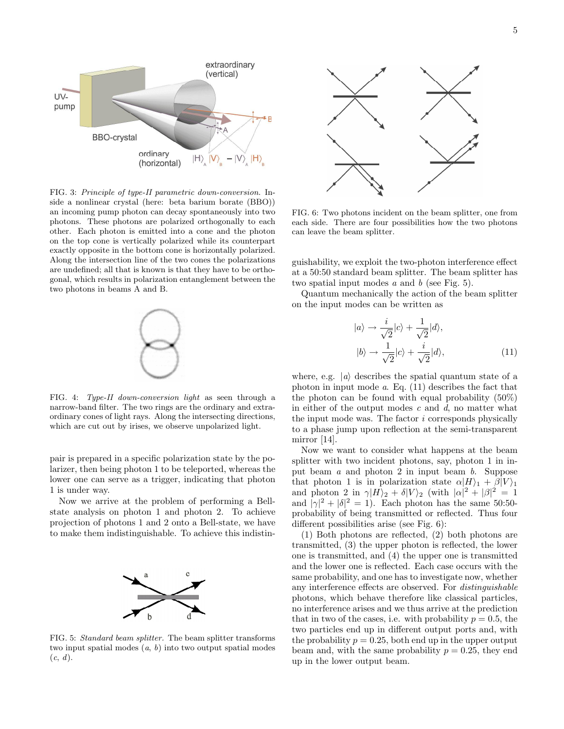FIG. 3: *Principle of type-II parametric down-conversion.* Inside a nonlinear crystal (here: beta barium borate (BBO)) an incoming pump photon can decay spontaneously into two photons. These photons are polarized orthogonally to each other. Each photon is emitted into a cone and the photon on the top cone is vertically polarized while its counterpart exactly opposite in the bottom cone is horizontally polarized. Along the intersection line of the two cones the polarizations are undefined; all that is known is that they have to be orthogonal, which results in polarization entanglement between the two photons in beams A and B.

FIG. 4: *Type-II down-conversion light* as seen through a narrow-band filter. The two rings are the ordinary and extraordinary cones of light rays. Along the intersecting directions, which are cut out by irises, we observe unpolarized light.

pair is prepared in a specific polarization state by the polarizer, then being photon 1 to be teleported, whereas the lower one can serve as a trigger, indicating that photon 1 is under way.

Now we arrive at the problem of performing a Bell-state analysis on photon 1 and photon 2. To achieve projection of photons 1 and 2 onto a Bell-state, we have to make them indistinguishable. To achieve this indistinguishability, we exploit the two-photon interference effect at a 50:50 standard beam splitter. The beam splitter has two spatial input modes $a$ and $b$ (see Fig. 5).

FIG. 5: *Standard beam splitter.* The beam splitter transforms two input spatial modes ($a$, $b$) into two output spatial modes ($c$, $d$).

FIG. 6: Two photons incident on the beam splitter, one from each side. There are four possibilities how the two photons can leave the beam splitter.

Quantum mechanically the action of the beam splitter on the input modes can be written as

$$
\begin{aligned}
|a\rangle &\rightarrow \frac{i}{\sqrt{2}}|c\rangle + \frac{1}{\sqrt{2}}|d\rangle, \\
|b\rangle &\rightarrow \frac{1}{\sqrt{2}}|c\rangle + \frac{i}{\sqrt{2}}|d\rangle,
\end{aligned} \tag{11}
$$

where, e.g. $|a\rangle$ describes the spatial quantum state of a photon in input mode $a$. Eq. (11) describes the fact that the photon can be found with equal probability (50%) in either of the output modes $c$ and $d$, no matter what the input mode was. The factor $i$ corresponds physically to a phase jump upon reflection at the semi-transparent mirror [14].

Now we want to consider what happens at the beam splitter with two incident photons, say, photon 1 in input beam $a$ and photon 2 in input beam $b$. Suppose that photon 1 is in polarization state $\alpha|H\rangle_1 + \beta|V\rangle_1$ and photon 2 in $\gamma|H\rangle_2 + \delta|V\rangle_2$ (with $|\alpha|^2 + |\beta|^2 = 1$ and $|\gamma|^2 + |\delta|^2 = 1$). Each photon has the same 50:50-probability of being transmitted or reflected. Thus four different possibilities arise (see Fig. 6):

(1) Both photons are reflected, (2) both photons are transmitted, (3) the upper photon is reflected, the lower one is transmitted, and (4) the upper one is transmitted and the lower one is reflected. Each case occurs with the same probability, and one has to investigate now, whether any interference effects are observed. For *distinguishable* photons, which behave therefore like classical particles, no interference arises and we thus arrive at the prediction that in two of the cases, i.e. with probability $p = 0.5$, the two particles end up in different output ports and, with the probability $p = 0.25$, both end up in the upper output beam and, with the same probability $p = 0.25$, they end up in the lower output beam.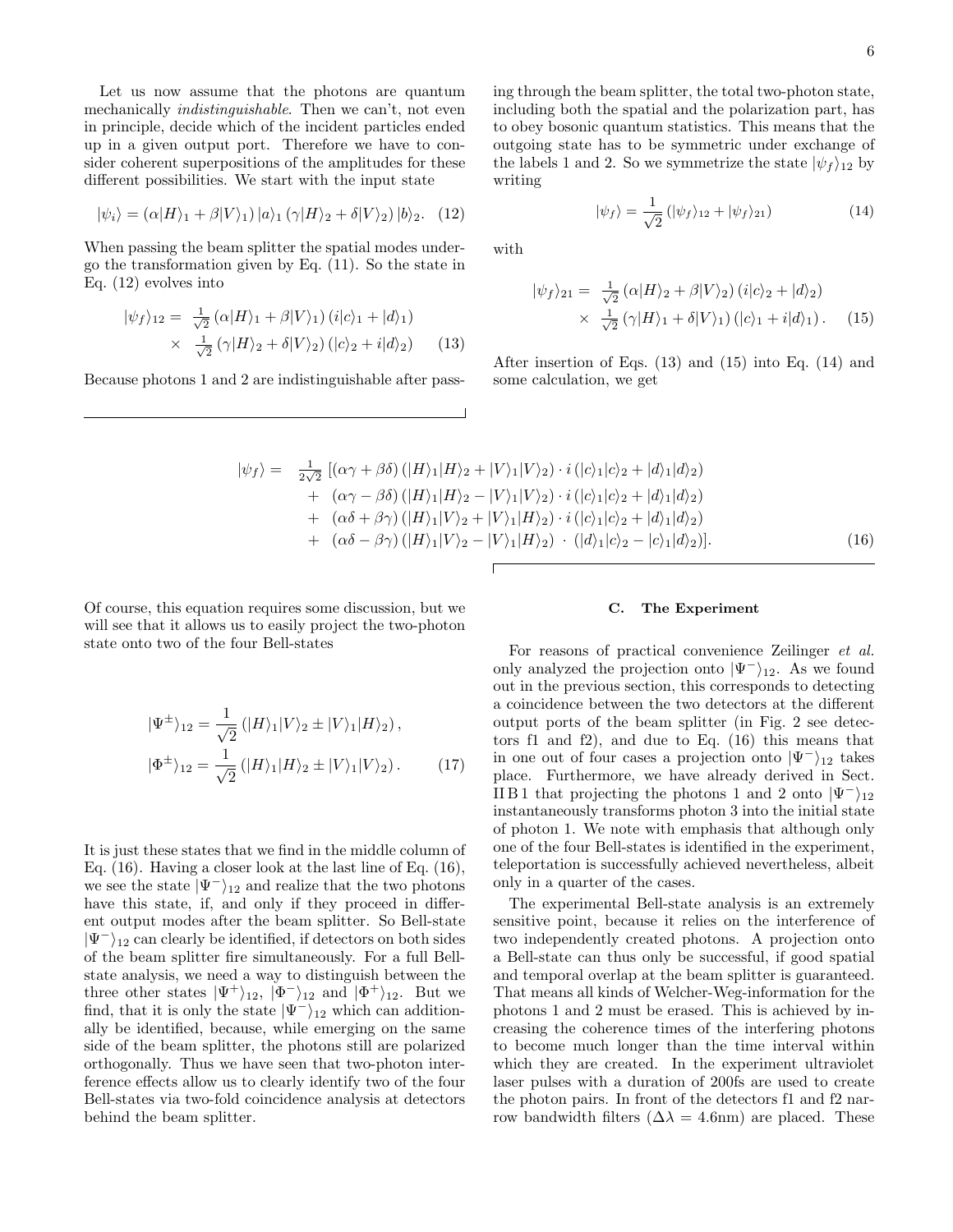Let us now assume that the photons are quantum mechanically *indistinguishable*. Then we can't, not even in principle, decide which of the incident particles ended up in a given output port. Therefore we have to consider coherent superpositions of the amplitudes for these different possibilities. We start with the input state

$$|\psi_i\rangle = (\alpha|H\rangle_1 + \beta|V\rangle_1)\,|a\rangle_1\,(\gamma|H\rangle_2 + \delta|V\rangle_2)\,|b\rangle_2. \quad (12)$$

When passing the beam splitter the spatial modes undergo the transformation given by Eq. (11). So the state in Eq. (12) evolves into

$$\begin{aligned}|\psi_f\rangle_{12} = &\ \tfrac{1}{\sqrt{2}}\,(\alpha|H\rangle_1 + \beta|V\rangle_1)\,(i|c\rangle_1 + |d\rangle_1) \\ \times &\ \tfrac{1}{\sqrt{2}}\,(\gamma|H\rangle_2 + \delta|V\rangle_2)\,(|c\rangle_2 + i|d\rangle_2)\end{aligned} \quad (13)$$

Because photons 1 and 2 are indistinguishable after passing through the beam splitter, the total two-photon state, including both the spatial and the polarization part, has to obey bosonic quantum statistics. This means that the outgoing state has to be symmetric under exchange of the labels 1 and 2. So we symmetrize the state $|\psi_f\rangle_{12}$ by writing

$$|\psi_f\rangle = \frac{1}{\sqrt{2}}\left(|\psi_f\rangle_{12} + |\psi_f\rangle_{21}\right) \quad (14)$$

with

$$\begin{aligned}|\psi_f\rangle_{21} = &\ \tfrac{1}{\sqrt{2}}\,(\alpha|H\rangle_2 + \beta|V\rangle_2)\,(i|c\rangle_2 + |d\rangle_2) \\ \times &\ \tfrac{1}{\sqrt{2}}\,(\gamma|H\rangle_1 + \delta|V\rangle_1)\,(|c\rangle_1 + i|d\rangle_1)\,.\end{aligned} \quad (15)$$

After insertion of Eqs. (13) and (15) into Eq. (14) and some calculation, we get

$$\begin{aligned}|\psi_f\rangle = &\ \tfrac{1}{2\sqrt{2}}\,[(\alpha\gamma + \beta\delta)\,(|H\rangle_1|H\rangle_2 + |V\rangle_1|V\rangle_2)\cdot i\,(|c\rangle_1|c\rangle_2 + |d\rangle_1|d\rangle_2) \\ &+ (\alpha\gamma - \beta\delta)\,(|H\rangle_1|H\rangle_2 - |V\rangle_1|V\rangle_2)\cdot i\,(|c\rangle_1|c\rangle_2 + |d\rangle_1|d\rangle_2) \\ &+ (\alpha\delta + \beta\gamma)\,(|H\rangle_1|V\rangle_2 + |V\rangle_1|H\rangle_2)\cdot i\,(|c\rangle_1|c\rangle_2 + |d\rangle_1|d\rangle_2) \\ &+ (\alpha\delta - \beta\gamma)\,(|H\rangle_1|V\rangle_2 - |V\rangle_1|H\rangle_2)\ \cdot\ (|d\rangle_1|c\rangle_2 - |c\rangle_1|d\rangle_2)].\end{aligned} \quad (16)$$

Of course, this equation requires some discussion, but we will see that it allows us to easily project the two-photon state onto two of the four Bell-states

$$\begin{aligned}|\Psi^{\pm}\rangle_{12} &= \frac{1}{\sqrt{2}}\left(|H\rangle_1|V\rangle_2 \pm |V\rangle_1|H\rangle_2\right), \\ |\Phi^{\pm}\rangle_{12} &= \frac{1}{\sqrt{2}}\left(|H\rangle_1|H\rangle_2 \pm |V\rangle_1|V\rangle_2\right).\end{aligned} \quad (17)$$

It is just these states that we find in the middle column of Eq. (16). Having a closer look at the last line of Eq. (16), we see the state $|\Psi^-\rangle_{12}$ and realize that the two photons have this state, if, and only if they proceed in different output modes after the beam splitter. So Bell-state $|\Psi^-\rangle_{12}$ can clearly be identified, if detectors on both sides of the beam splitter fire simultaneously. For a full Bell-state analysis, we need a way to distinguish between the three other states $|\Psi^+\rangle_{12}$, $|\Phi^-\rangle_{12}$ and $|\Phi^+\rangle_{12}$. But we find, that it is only the state $|\Psi^-\rangle_{12}$ which can additionally be identified, because, while emerging on the same side of the beam splitter, the photons still are polarized orthogonally. Thus we have seen that two-photon interference effects allow us to clearly identify two of the four Bell-states via two-fold coincidence analysis at detectors behind the beam splitter.

### C. The Experiment

For reasons of practical convenience Zeilinger *et al.* only analyzed the projection onto $|\Psi^-\rangle_{12}$. As we found out in the previous section, this corresponds to detecting a coincidence between the two detectors at the different output ports of the beam splitter (in Fig. 2 see detectors f1 and f2), and due to Eq. (16) this means that in one out of four cases a projection onto $|\Psi^-\rangle_{12}$ takes place. Furthermore, we have already derived in Sect. II B 1 that projecting the photons 1 and 2 onto $|\Psi^-\rangle_{12}$ instantaneously transforms photon 3 into the initial state of photon 1. We note with emphasis that although only one of the four Bell-states is identified in the experiment, teleportation is successfully achieved nevertheless, albeit only in a quarter of the cases.

The experimental Bell-state analysis is an extremely sensitive point, because it relies on the interference of two independently created photons. A projection onto a Bell-state can thus only be successful, if good spatial and temporal overlap at the beam splitter is guaranteed. That means all kinds of Welcher-Weg-information for the photons 1 and 2 must be erased. This is achieved by increasing the coherence times of the interfering photons to become much longer than the time interval within which they are created. In the experiment ultraviolet laser pulses with a duration of 200fs are used to create the photon pairs. In front of the detectors f1 and f2 narrow bandwidth filters ($\Delta\lambda = 4.6$nm) are placed. These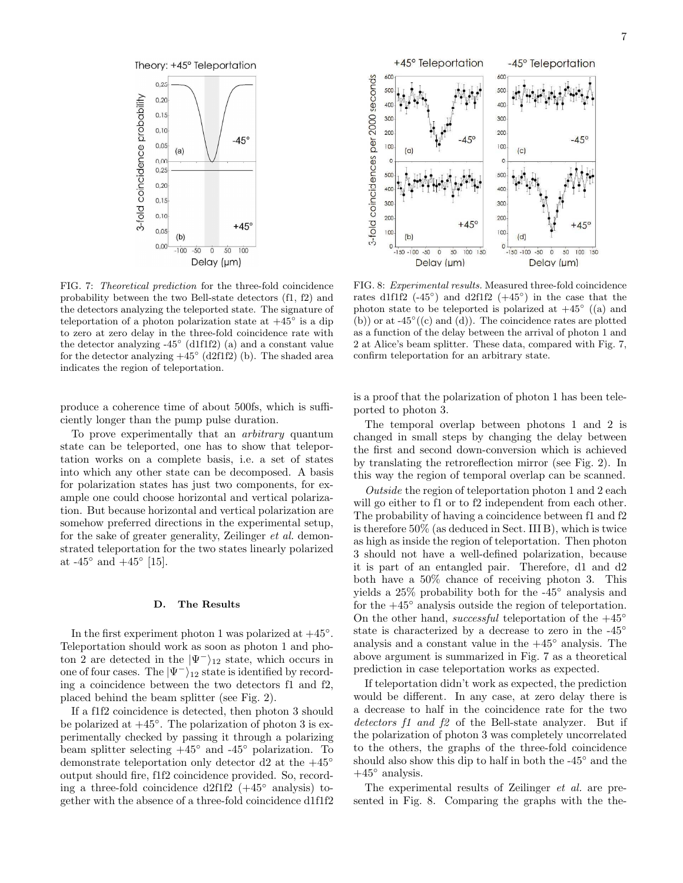FIG. 7: *Theoretical prediction* for the three-fold coincidence probability between the two Bell-state detectors (f1, f2) and the detectors analyzing the teleported state. The signature of teleportation of a photon polarization state at +45° is a dip to zero at zero delay in the three-fold coincidence rate with the detector analyzing -45° (d1f1f2) (a) and a constant value for the detector analyzing +45° (d2f1f2) (b). The shaded area indicates the region of teleportation.

FIG. 8: *Experimental results*. Measured three-fold coincidence rates d1f1f2 (-45°) and d2f1f2 (+45°) in the case that the photon state to be teleported is polarized at +45° ((a) and (b)) or at -45°((c) and (d)). The coincidence rates are plotted as a function of the delay between the arrival of photon 1 and 2 at Alice's beam splitter. These data, compared with Fig. 7, confirm teleportation for an arbitrary state.

produce a coherence time of about 500fs, which is sufficiently longer than the pump pulse duration.

To prove experimentally that an *arbitrary* quantum state can be teleported, one has to show that teleportation works on a complete basis, i.e. a set of states into which any other state can be decomposed. A basis for polarization states has just two components, for example one could choose horizontal and vertical polarization. But because horizontal and vertical polarization are somehow preferred directions in the experimental setup, for the sake of greater generality, Zeilinger *et al.* demonstrated teleportation for the two states linearly polarized at -45° and +45° [15].

### D. The Results

In the first experiment photon 1 was polarized at +45°. Teleportation should work as soon as photon 1 and photon 2 are detected in the $|\Psi^-\rangle_{12}$ state, which occurs in one of four cases. The $|\Psi^-\rangle_{12}$ state is identified by recording a coincidence between the two detectors f1 and f2, placed behind the beam splitter (see Fig. 2).

If a f1f2 coincidence is detected, then photon 3 should be polarized at +45°. The polarization of photon 3 is experimentally checked by passing it through a polarizing beam splitter selecting +45° and -45° polarization. To demonstrate teleportation only detector d2 at the +45° output should fire, f1f2 coincidence provided. So, recording a three-fold coincidence d2f1f2 (+45° analysis) together with the absence of a three-fold coincidence d1f1f2 is a proof that the polarization of photon 1 has been teleported to photon 3.

The temporal overlap between photons 1 and 2 is changed in small steps by changing the delay between the first and second down-conversion which is achieved by translating the retroreflection mirror (see Fig. 2). In this way the region of temporal overlap can be scanned.

*Outside* the region of teleportation photon 1 and 2 each will go either to f1 or to f2 independent from each other. The probability of having a coincidence between f1 and f2 is therefore 50% (as deduced in Sect. III B), which is twice as high as inside the region of teleportation. Then photon 3 should not have a well-defined polarization, because it is part of an entangled pair. Therefore, d1 and d2 both have a 50% chance of receiving photon 3. This yields a 25% probability both for the -45° analysis and for the +45° analysis outside the region of teleportation. On the other hand, *successful* teleportation of the +45° state is characterized by a decrease to zero in the -45° analysis and a constant value in the +45° analysis. The above argument is summarized in Fig. 7 as a theoretical prediction in case teleportation works as expected.

If teleportation didn't work as expected, the prediction would be different. In any case, at zero delay there is a decrease to half in the coincidence rate for the two *detectors f1 and f2* of the Bell-state analyzer. But if the polarization of photon 3 was completely uncorrelated to the others, the graphs of the three-fold coincidence should also show this dip to half in both the -45° and the +45° analysis.

The experimental results of Zeilinger *et al.* are presented in Fig. 8. Comparing the graphs with the the-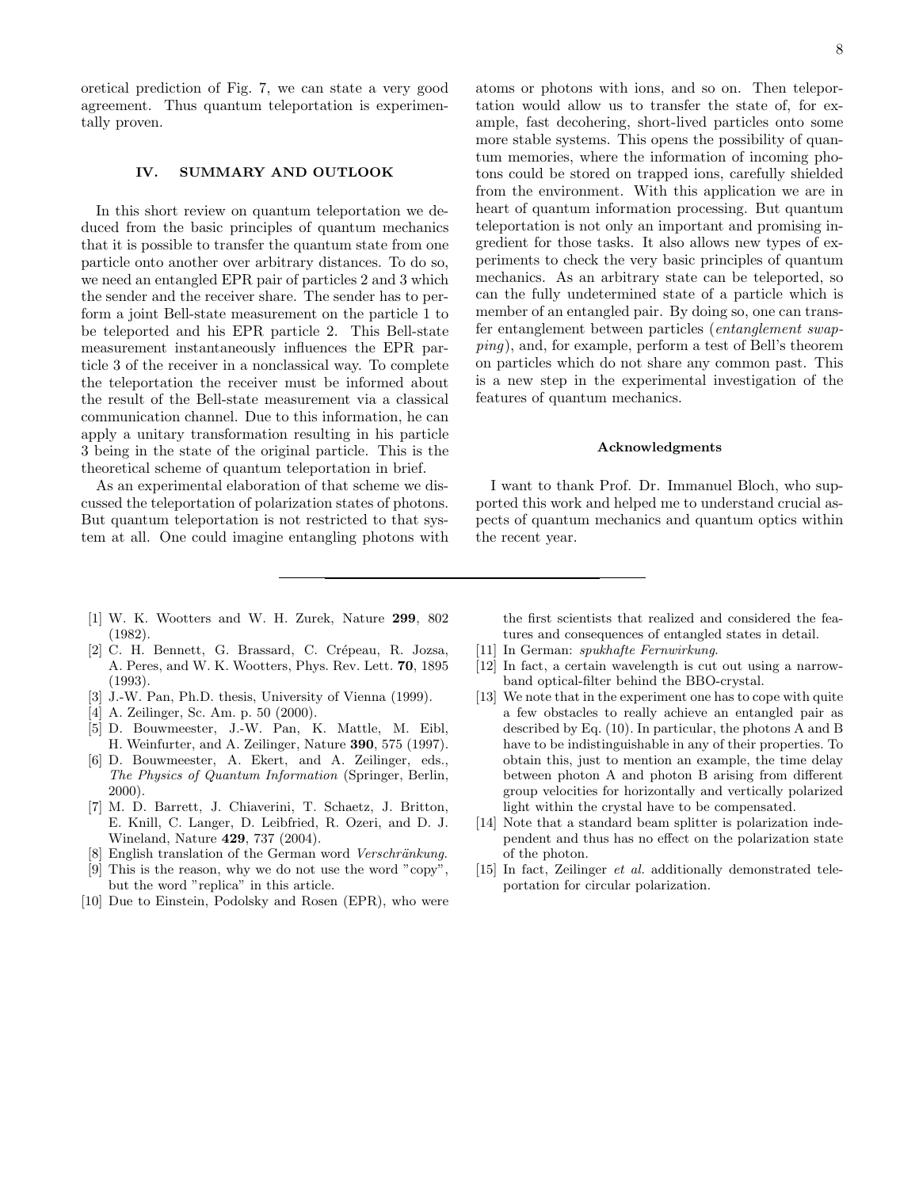oretical prediction of Fig. 7, we can state a very good agreement. Thus quantum teleportation is experimentally proven.

## IV. SUMMARY AND OUTLOOK

In this short review on quantum teleportation we deduced from the basic principles of quantum mechanics that it is possible to transfer the quantum state from one particle onto another over arbitrary distances. To do so, we need an entangled EPR pair of particles 2 and 3 which the sender and the receiver share. The sender has to perform a joint Bell-state measurement on the particle 1 to be teleported and his EPR particle 2. This Bell-state measurement instantaneously influences the EPR particle 3 of the receiver in a nonclassical way. To complete the teleportation the receiver must be informed about the result of the Bell-state measurement via a classical communication channel. Due to this information, he can apply a unitary transformation resulting in his particle 3 being in the state of the original particle. This is the theoretical scheme of quantum teleportation in brief.

As an experimental elaboration of that scheme we discussed the teleportation of polarization states of photons. But quantum teleportation is not restricted to that system at all. One could imagine entangling photons with atoms or photons with ions, and so on. Then teleportation would allow us to transfer the state of, for example, fast decohering, short-lived particles onto some more stable systems. This opens the possibility of quantum memories, where the information of incoming photons could be stored on trapped ions, carefully shielded from the environment. With this application we are in heart of quantum information processing. But quantum teleportation is not only an important and promising ingredient for those tasks. It also allows new types of experiments to check the very basic principles of quantum mechanics. As an arbitrary state can be teleported, so can the fully undetermined state of a particle which is member of an entangled pair. By doing so, one can transfer entanglement between particles (*entanglement swapping*), and, for example, perform a test of Bell's theorem on particles which do not share any common past. This is a new step in the experimental investigation of the features of quantum mechanics.

### Acknowledgments

I want to thank Prof. Dr. Immanuel Bloch, who supported this work and helped me to understand crucial aspects of quantum mechanics and quantum optics within the recent year.

---

[1] W. K. Wootters and W. H. Zurek, Nature **299**, 802 (1982).

[2] C. H. Bennett, G. Brassard, C. Crépeau, R. Jozsa, A. Peres, and W. K. Wootters, Phys. Rev. Lett. **70**, 1895 (1993).

[3] J.-W. Pan, Ph.D. thesis, University of Vienna (1999).

[4] A. Zeilinger, Sc. Am. p. 50 (2000).

[5] D. Bouwmeester, J.-W. Pan, K. Mattle, M. Eibl, H. Weinfurter, and A. Zeilinger, Nature **390**, 575 (1997).

[6] D. Bouwmeester, A. Ekert, and A. Zeilinger, eds., *The Physics of Quantum Information* (Springer, Berlin, 2000).

[7] M. D. Barrett, J. Chiaverini, T. Schaetz, J. Britton, E. Knill, C. Langer, D. Leibfried, R. Ozeri, and D. J. Wineland, Nature **429**, 737 (2004).

[8] English translation of the German word *Verschränkung*.

[9] This is the reason, why we do not use the word "copy", but the word "replica" in this article.

[10] Due to Einstein, Podolsky and Rosen (EPR), who were the first scientists that realized and considered the features and consequences of entangled states in detail.

[11] In German: *spukhafte Fernwirkung*.

[12] In fact, a certain wavelength is cut out using a narrowband optical-filter behind the BBO-crystal.

[13] We note that in the experiment one has to cope with quite a few obstacles to really achieve an entangled pair as described by Eq. (10). In particular, the photons A and B have to be indistinguishable in any of their properties. To obtain this, just to mention an example, the time delay between photon A and photon B arising from different group velocities for horizontally and vertically polarized light within the crystal have to be compensated.

[14] Note that a standard beam splitter is polarization independent and thus has no effect on the polarization state of the photon.

[15] In fact, Zeilinger *et al.* additionally demonstrated teleportation for circular polarization.